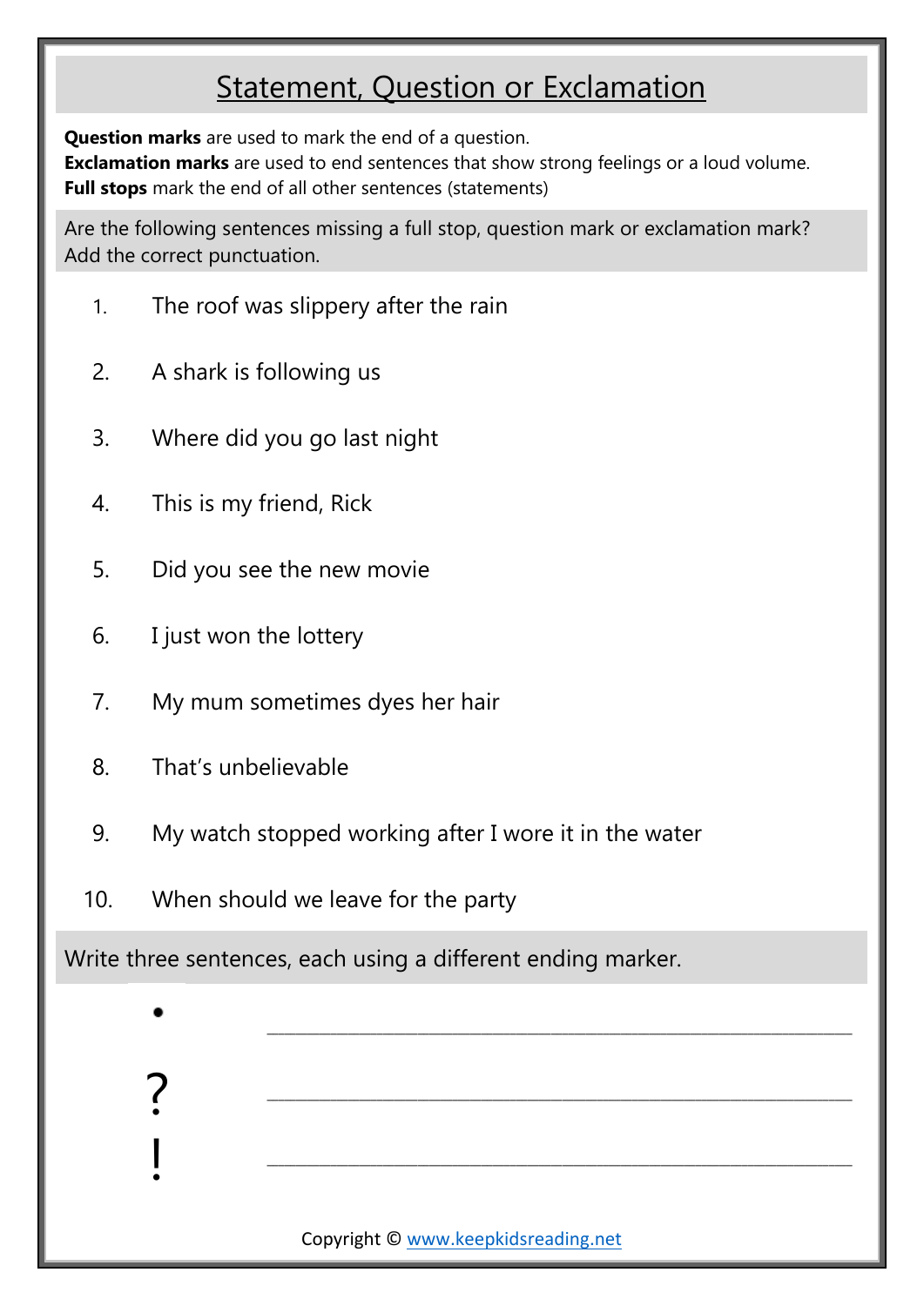# Statement, Question or Exclamation

**Question marks** are used to mark the end of a question.
**Exclamation marks** are used to end sentences that show strong feelings or a loud volume.
**Full stops** mark the end of all other sentences (statements)

Are the following sentences missing a full stop, question mark or exclamation mark? Add the correct punctuation.

1. The roof was slippery after the rain
2. A shark is following us
3. Where did you go last night
4. This is my friend, Rick
5. Did you see the new movie
6. I just won the lottery
7. My mum sometimes dyes her hair
8. That's unbelievable
9. My watch stopped working after I wore it in the water
10. When should we leave for the party

Write three sentences, each using a different ending marker.

• ____________________________________________

? ____________________________________________

! ____________________________________________

Copyright © www.keepkidsreading.net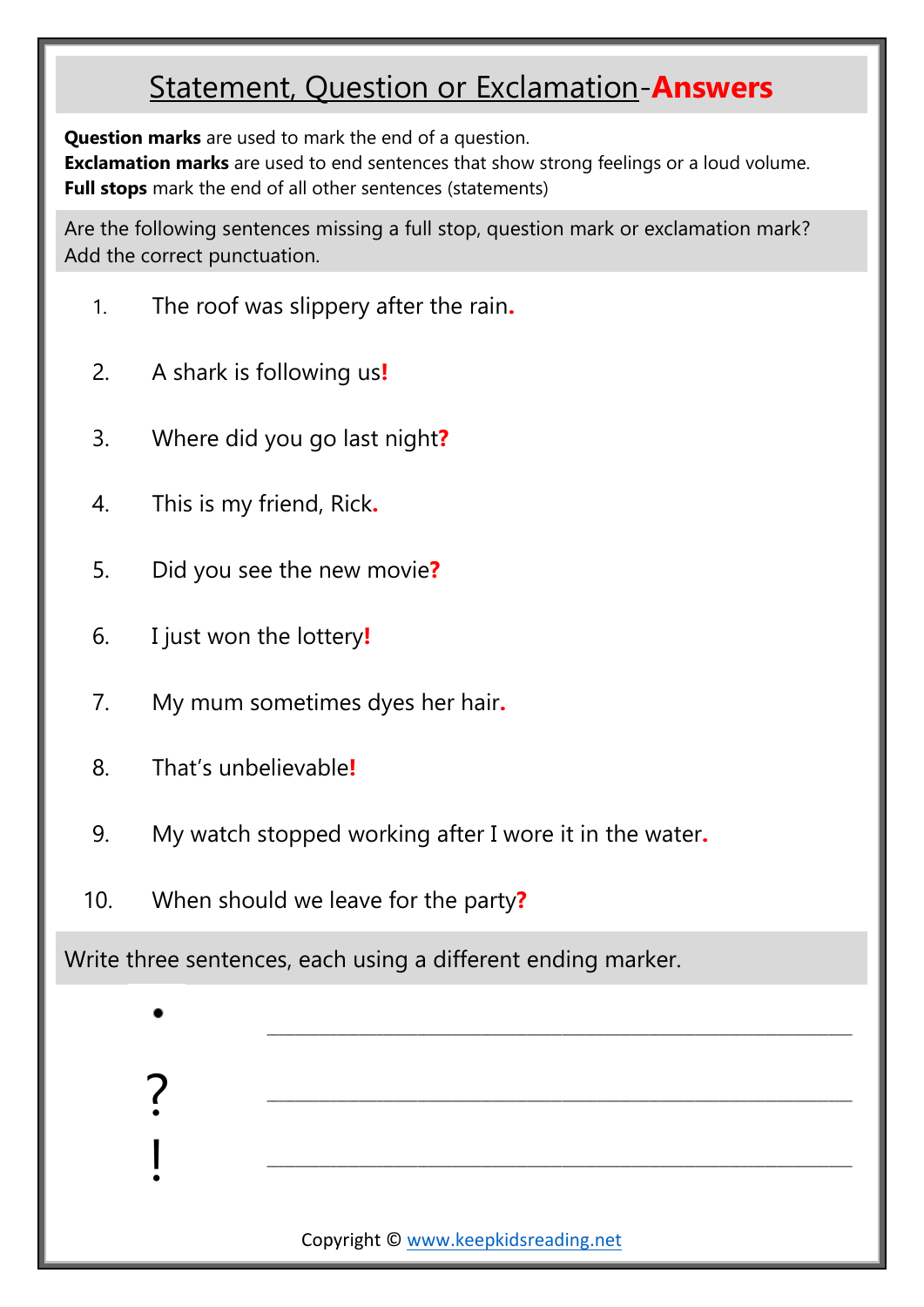# Statement, Question or Exclamation-**Answers**

**Question marks** are used to mark the end of a question.
**Exclamation marks** are used to end sentences that show strong feelings or a loud volume.
**Full stops** mark the end of all other sentences (statements)

Are the following sentences missing a full stop, question mark or exclamation mark? Add the correct punctuation.

1. The roof was slippery after the rain**.**
2. A shark is following us**!**
3. Where did you go last night**?**
4. This is my friend, Rick**.**
5. Did you see the new movie**?**
6. I just won the lottery**!**
7. My mum sometimes dyes her hair**.**
8. That's unbelievable**!**
9. My watch stopped working after I wore it in the water**.**
10. When should we leave for the party**?**

Write three sentences, each using a different ending marker.

. ______________________________________________

? ______________________________________________

! ______________________________________________

Copyright © www.keepkidsreading.net